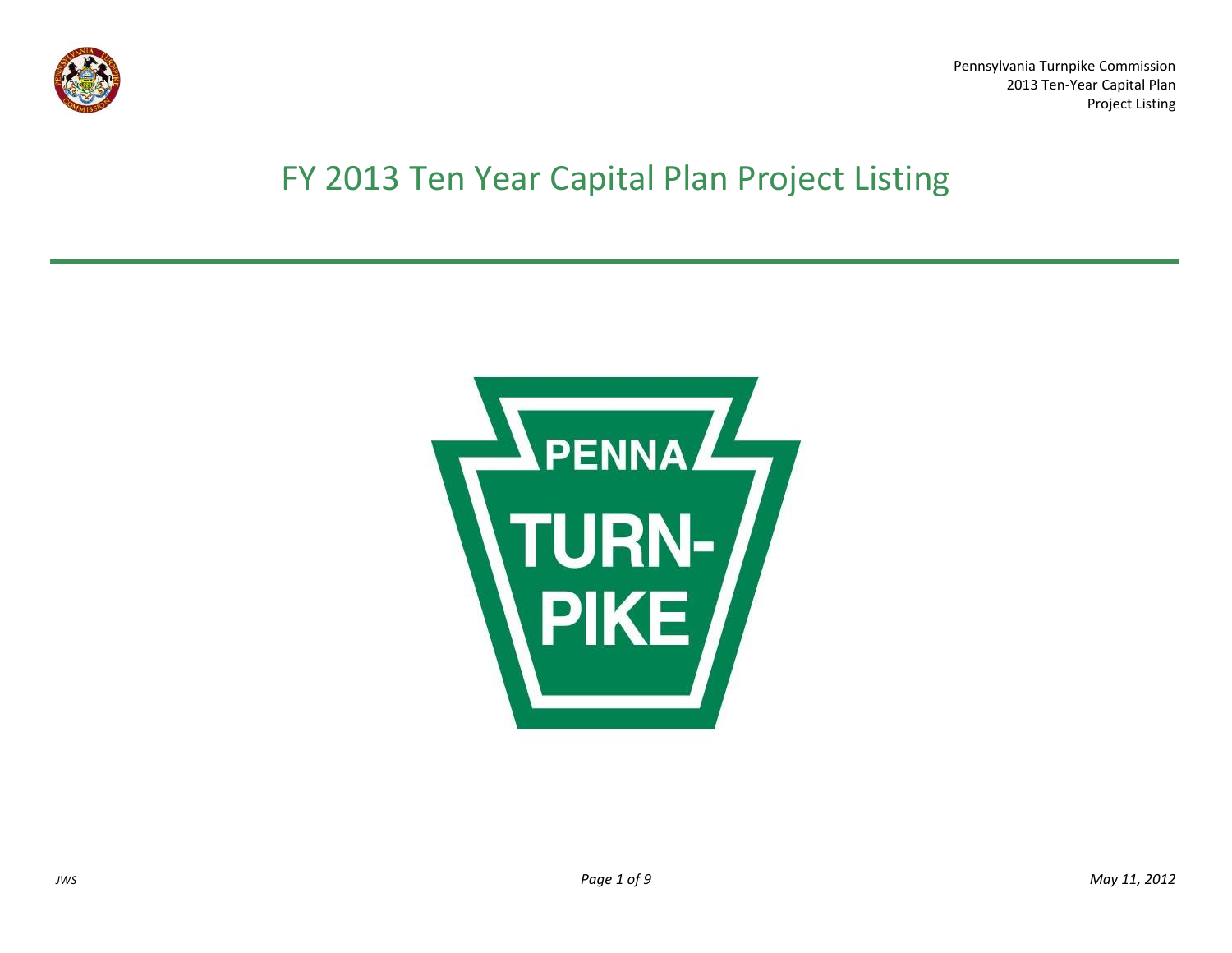Pennsylvania Turnpike Commission
2013 Ten-Year Capital Plan
Project Listing

# FY 2013 Ten Year Capital Plan Project Listing

PENNA
TURN-
PIKE

*JWS*

*May 11, 2012*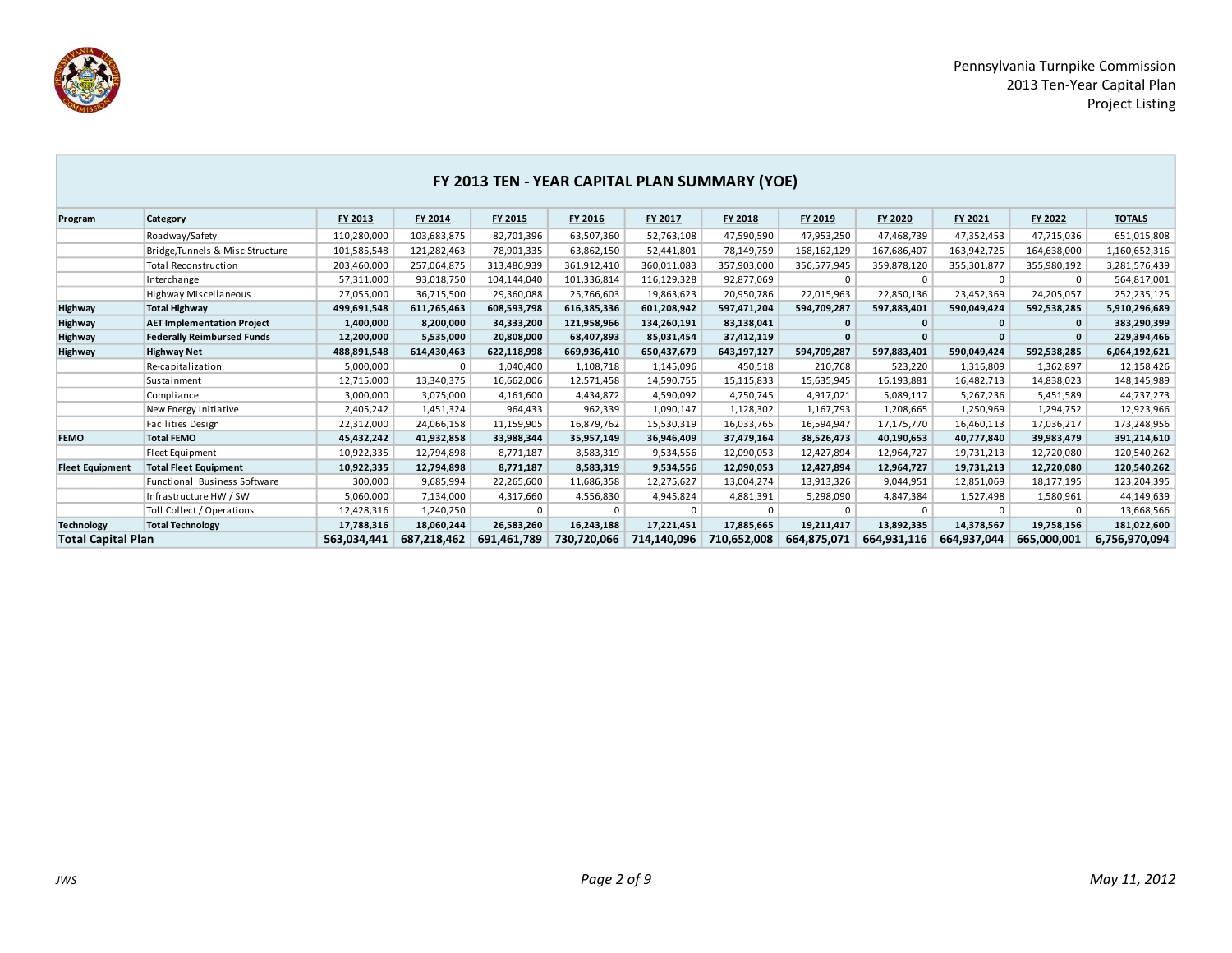Pennsylvania Turnpike Commission
2013 Ten-Year Capital Plan
Project Listing

## FY 2013 TEN - YEAR CAPITAL PLAN SUMMARY (YOE)

| Program | Category | FY 2013 | FY 2014 | FY 2015 | FY 2016 | FY 2017 | FY 2018 | FY 2019 | FY 2020 | FY 2021 | FY 2022 | TOTALS |
|---|---|---|---|---|---|---|---|---|---|---|---|---|
| | Roadway/Safety | 110,280,000 | 103,683,875 | 82,701,396 | 63,507,360 | 52,763,108 | 47,590,590 | 47,953,250 | 47,468,739 | 47,352,453 | 47,715,036 | 651,015,808 |
| | Bridge,Tunnels & Misc Structure | 101,585,548 | 121,282,463 | 78,901,335 | 63,862,150 | 52,441,801 | 78,149,759 | 168,162,129 | 167,686,407 | 163,942,725 | 164,638,000 | 1,160,652,316 |
| | Total Reconstruction | 203,460,000 | 257,064,875 | 313,486,939 | 361,912,410 | 360,011,083 | 357,903,000 | 356,577,945 | 359,878,120 | 355,301,877 | 355,980,192 | 3,281,576,439 |
| | Interchange | 57,311,000 | 93,018,750 | 104,144,040 | 101,336,814 | 116,129,328 | 92,877,069 | 0 | 0 | 0 | 0 | 564,817,001 |
| | Highway Miscellaneous | 27,055,000 | 36,715,500 | 29,360,088 | 25,766,603 | 19,863,623 | 20,950,786 | 22,015,963 | 22,850,136 | 23,452,369 | 24,205,057 | 252,235,125 |
| **Highway** | **Total Highway** | **499,691,548** | **611,765,463** | **608,593,798** | **616,385,336** | **601,208,942** | **597,471,204** | **594,709,287** | **597,883,401** | **590,049,424** | **592,538,285** | **5,910,296,689** |
| **Highway** | **AET Implementation Project** | **1,400,000** | **8,200,000** | **34,333,200** | **121,958,966** | **134,260,191** | **83,138,041** | **0** | **0** | **0** | **0** | **383,290,399** |
| **Highway** | **Federally Reimbursed Funds** | **12,200,000** | **5,535,000** | **20,808,000** | **68,407,893** | **85,031,454** | **37,412,119** | **0** | **0** | **0** | **0** | **229,394,466** |
| **Highway** | **Highway Net** | **488,891,548** | **614,430,463** | **622,118,998** | **669,936,410** | **650,437,679** | **643,197,127** | **594,709,287** | **597,883,401** | **590,049,424** | **592,538,285** | **6,064,192,621** |
| | Re-capitalization | 5,000,000 | 0 | 1,040,400 | 1,108,718 | 1,145,096 | 450,518 | 210,768 | 523,220 | 1,316,809 | 1,362,897 | 12,158,426 |
| | Sustainment | 12,715,000 | 13,340,375 | 16,662,006 | 12,571,458 | 14,590,755 | 15,115,833 | 15,635,945 | 16,193,881 | 16,482,713 | 14,838,023 | 148,145,989 |
| | Compliance | 3,000,000 | 3,075,000 | 4,161,600 | 4,434,872 | 4,590,092 | 4,750,745 | 4,917,021 | 5,089,117 | 5,267,236 | 5,451,589 | 44,737,273 |
| | New Energy Initiative | 2,405,242 | 1,451,324 | 964,433 | 962,339 | 1,090,147 | 1,128,302 | 1,167,793 | 1,208,665 | 1,250,969 | 1,294,752 | 12,923,966 |
| | Facilities Design | 22,312,000 | 24,066,158 | 11,159,905 | 16,879,762 | 15,530,319 | 16,033,765 | 16,594,947 | 17,175,770 | 16,460,113 | 17,036,217 | 173,248,956 |
| **FEMO** | **Total FEMO** | **45,432,242** | **41,932,858** | **33,988,344** | **35,957,149** | **36,946,409** | **37,479,164** | **38,526,473** | **40,190,653** | **40,777,840** | **39,983,479** | **391,214,610** |
| | Fleet Equipment | 10,922,335 | 12,794,898 | 8,771,187 | 8,583,319 | 9,534,556 | 12,090,053 | 12,427,894 | 12,964,727 | 19,731,213 | 12,720,080 | 120,540,262 |
| **Fleet Equipment** | **Total Fleet Equipment** | **10,922,335** | **12,794,898** | **8,771,187** | **8,583,319** | **9,534,556** | **12,090,053** | **12,427,894** | **12,964,727** | **19,731,213** | **12,720,080** | **120,540,262** |
| | Functional Business Software | 300,000 | 9,685,994 | 22,265,600 | 11,686,358 | 12,275,627 | 13,004,274 | 13,913,326 | 9,044,951 | 12,851,069 | 18,177,195 | 123,204,395 |
| | Infrastructure HW / SW | 5,060,000 | 7,134,000 | 4,317,660 | 4,556,830 | 4,945,824 | 4,881,391 | 5,298,090 | 4,847,384 | 1,527,498 | 1,580,961 | 44,149,639 |
| | Toll Collect / Operations | 12,428,316 | 1,240,250 | 0 | 0 | 0 | 0 | 0 | 0 | 0 | 0 | 13,668,566 |
| **Technology** | **Total Technology** | **17,788,316** | **18,060,244** | **26,583,260** | **16,243,188** | **17,221,451** | **17,885,665** | **19,211,417** | **13,892,335** | **14,378,567** | **19,758,156** | **181,022,600** |
| **Total Capital Plan** | | **563,034,441** | **687,218,462** | **691,461,789** | **730,720,066** | **714,140,096** | **710,652,008** | **664,875,071** | **664,931,116** | **664,937,044** | **665,000,001** | **6,756,970,094** |

*JWS*

*May 11, 2012*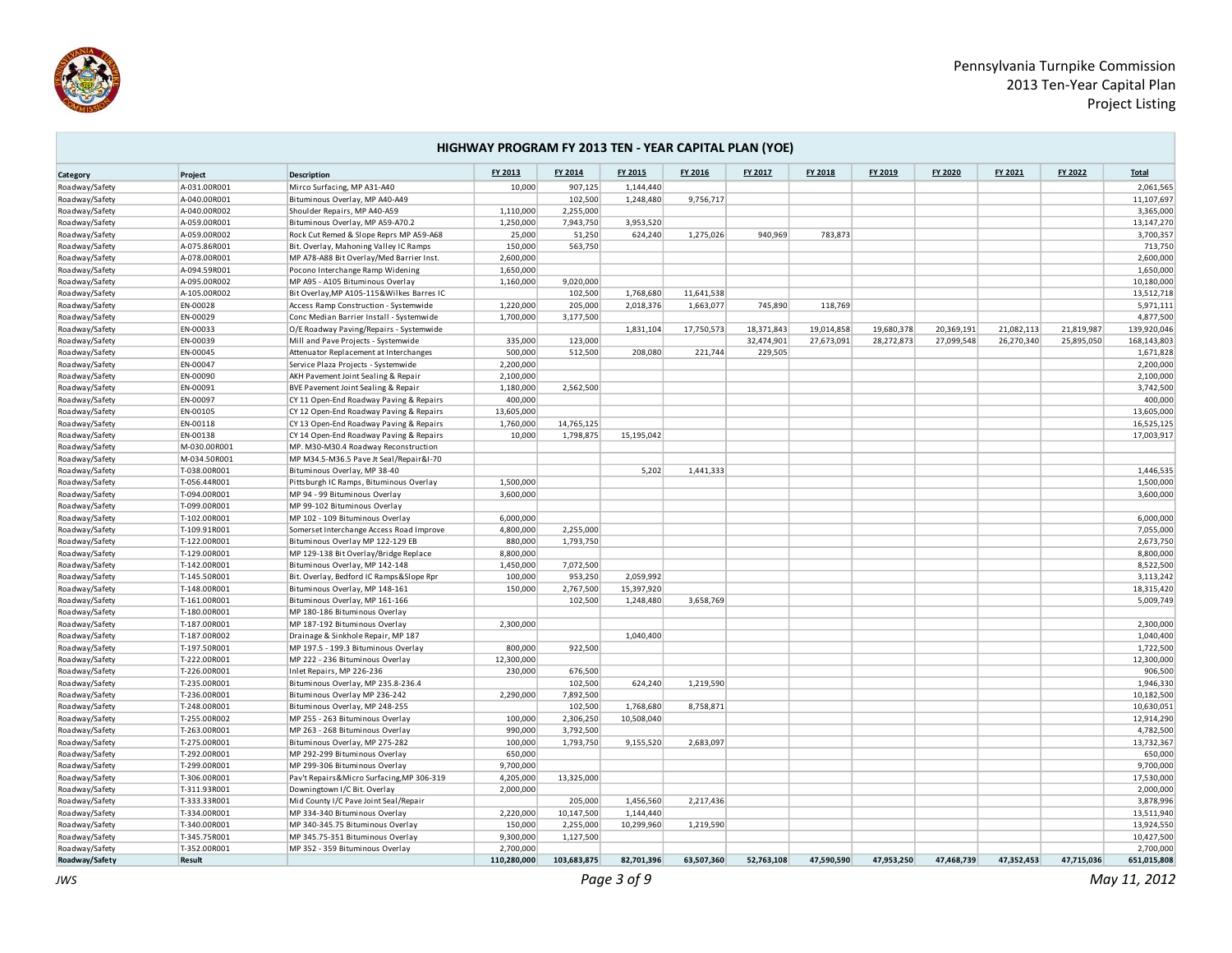Pennsylvania Turnpike Commission
2013 Ten-Year Capital Plan
Project Listing

## HIGHWAY PROGRAM FY 2013 TEN - YEAR CAPITAL PLAN (YOE)

| Category | Project | Description | FY 2013 | FY 2014 | FY 2015 | FY 2016 | FY 2017 | FY 2018 | FY 2019 | FY 2020 | FY 2021 | FY 2022 | Total |
|---|---|---|---|---|---|---|---|---|---|---|---|---|---|
| Roadway/Safety | A-031.00R001 | Mirco Surfacing, MP A31-A40 | 10,000 | 907,125 | 1,144,440 | | | | | | | | 2,061,565 |
| Roadway/Safety | A-040.00R001 | Bituminous Overlay, MP A40-A49 | | 102,500 | 1,248,480 | 9,756,717 | | | | | | | 11,107,697 |
| Roadway/Safety | A-040.00R002 | Shoulder Repairs, MP A40-A59 | 1,110,000 | 2,255,000 | | | | | | | | | 3,365,000 |
| Roadway/Safety | A-059.00R001 | Bituminous Overlay, MP A59-A70.2 | 1,250,000 | 7,943,750 | 3,953,520 | | | | | | | | 13,147,270 |
| Roadway/Safety | A-059.00R002 | Rock Cut Remed & Slope Reprs MP A59-A68 | 25,000 | 51,250 | 624,240 | 1,275,026 | 940,969 | 783,873 | | | | | 3,700,357 |
| Roadway/Safety | A-075.86R001 | Bit. Overlay, Mahoning Valley IC Ramps | 150,000 | 563,750 | | | | | | | | | 713,750 |
| Roadway/Safety | A-078.00R001 | MP A78-A88 Bit Overlay/Med Barrier Inst. | 2,600,000 | | | | | | | | | | 2,600,000 |
| Roadway/Safety | A-094.59R001 | Pocono Interchange Ramp Widening | 1,650,000 | | | | | | | | | | 1,650,000 |
| Roadway/Safety | A-095.00R002 | MP A95 - A105 Bituminous Overlay | 1,160,000 | 9,020,000 | | | | | | | | | 10,180,000 |
| Roadway/Safety | A-105.00R002 | Bit Overlay,MP A105-115&Wilkes Barres IC | | 102,500 | 1,768,680 | 11,641,538 | | | | | | | 13,512,718 |
| Roadway/Safety | EN-00028 | Access Ramp Construction - Systemwide | 1,220,000 | 205,000 | 2,018,376 | 1,663,077 | 745,890 | 118,769 | | | | | 5,971,111 |
| Roadway/Safety | EN-00029 | Conc Median Barrier Install - Systemwide | 1,700,000 | 3,177,500 | | | | | | | | | 4,877,500 |
| Roadway/Safety | EN-00033 | O/E Roadway Paving/Repairs - Systemwide | | | 1,831,104 | 17,750,573 | 18,371,843 | 19,014,858 | 19,680,378 | 20,369,191 | 21,082,113 | 21,819,987 | 139,920,046 |
| Roadway/Safety | EN-00039 | Mill and Pave Projects - Systemwide | 335,000 | 123,000 | | | 32,474,901 | 27,673,091 | 28,272,873 | 27,099,548 | 26,270,340 | 25,895,050 | 168,143,803 |
| Roadway/Safety | EN-00045 | Attenuator Replacement at Interchanges | 500,000 | 512,500 | 208,080 | 221,744 | 229,505 | | | | | | 1,671,828 |
| Roadway/Safety | EN-00047 | Service Plaza Projects - Systemwide | 2,200,000 | | | | | | | | | | 2,200,000 |
| Roadway/Safety | EN-00090 | AKH Pavement Joint Sealing & Repair | 2,100,000 | | | | | | | | | | 2,100,000 |
| Roadway/Safety | EN-00091 | BVE Pavement Joint Sealing & Repair | 1,180,000 | 2,562,500 | | | | | | | | | 3,742,500 |
| Roadway/Safety | EN-00097 | CY 11 Open-End Roadway Paving & Repairs | 400,000 | | | | | | | | | | 400,000 |
| Roadway/Safety | EN-00105 | CY 12 Open-End Roadway Paving & Repairs | 13,605,000 | | | | | | | | | | 13,605,000 |
| Roadway/Safety | EN-00118 | CY 13 Open-End Roadway Paving & Repairs | 1,760,000 | 14,765,125 | | | | | | | | | 16,525,125 |
| Roadway/Safety | EN-00138 | CY 14 Open-End Roadway Paving & Repairs | 10,000 | 1,798,875 | 15,195,042 | | | | | | | | 17,003,917 |
| Roadway/Safety | M-030.00R001 | MP. M30-M30.4 Roadway Reconstruction | | | | | | | | | | | |
| Roadway/Safety | M-034.50R001 | MP M34.5-M36.5 Pave Jt Seal/Repair&I-70 | | | | | | | | | | | |
| Roadway/Safety | T-038.00R001 | Bituminous Overlay, MP 38-40 | | | 5,202 | 1,441,333 | | | | | | | 1,446,535 |
| Roadway/Safety | T-056.44R001 | Pittsburgh IC Ramps, Bituminous Overlay | 1,500,000 | | | | | | | | | | 1,500,000 |
| Roadway/Safety | T-094.00R001 | MP 94 - 99 Bituminous Overlay | 3,600,000 | | | | | | | | | | 3,600,000 |
| Roadway/Safety | T-099.00R001 | MP 99-102 Bituminous Overlay | | | | | | | | | | | |
| Roadway/Safety | T-102.00R001 | MP 102 - 109 Bituminous Overlay | 6,000,000 | | | | | | | | | | 6,000,000 |
| Roadway/Safety | T-109.91R001 | Somerset Interchange Access Road Improve | 4,800,000 | 2,255,000 | | | | | | | | | 7,055,000 |
| Roadway/Safety | T-122.00R001 | Bituminous Overlay MP 122-129 EB | 880,000 | 1,793,750 | | | | | | | | | 2,673,750 |
| Roadway/Safety | T-129.00R001 | MP 129-138 Bit Overlay/Bridge Replace | 8,800,000 | | | | | | | | | | 8,800,000 |
| Roadway/Safety | T-142.00R001 | Bituminous Overlay, MP 142-148 | 1,450,000 | 7,072,500 | | | | | | | | | 8,522,500 |
| Roadway/Safety | T-145.50R001 | Bit. Overlay, Bedford IC Ramps&Slope Rpr | 100,000 | 953,250 | 2,059,992 | | | | | | | | 3,113,242 |
| Roadway/Safety | T-148.00R001 | Bituminous Overlay, MP 148-161 | 150,000 | 2,767,500 | 15,397,920 | | | | | | | | 18,315,420 |
| Roadway/Safety | T-161.00R001 | Bituminous Overlay, MP 161-166 | | 102,500 | 1,248,480 | 3,658,769 | | | | | | | 5,009,749 |
| Roadway/Safety | T-180.00R001 | MP 180-186 Bituminous Overlay | | | | | | | | | | | |
| Roadway/Safety | T-187.00R001 | MP 187-192 Bituminous Overlay | 2,300,000 | | | | | | | | | | 2,300,000 |
| Roadway/Safety | T-187.00R002 | Drainage & Sinkhole Repair, MP 187 | | | 1,040,400 | | | | | | | | 1,040,400 |
| Roadway/Safety | T-197.50R001 | MP 197.5 - 199.3 Bituminous Overlay | 800,000 | 922,500 | | | | | | | | | 1,722,500 |
| Roadway/Safety | T-222.00R001 | MP 222 - 236 Bituminous Overlay | 12,300,000 | | | | | | | | | | 12,300,000 |
| Roadway/Safety | T-226.00R001 | Inlet Repairs, MP 226-236 | 230,000 | 676,500 | | | | | | | | | 906,500 |
| Roadway/Safety | T-235.00R001 | Bituminous Overlay, MP 235.8-236.4 | | 102,500 | 624,240 | 1,219,590 | | | | | | | 1,946,330 |
| Roadway/Safety | T-236.00R001 | Bituminous Overlay MP 236-242 | 2,290,000 | 7,892,500 | | | | | | | | | 10,182,500 |
| Roadway/Safety | T-248.00R001 | Bituminous Overlay, MP 248-255 | | 102,500 | 1,768,680 | 8,758,871 | | | | | | | 10,630,051 |
| Roadway/Safety | T-255.00R002 | MP 255 - 263 Bituminous Overlay | 100,000 | 2,306,250 | 10,508,040 | | | | | | | | 12,914,290 |
| Roadway/Safety | T-263.00R001 | MP 263 - 268 Bituminous Overlay | 990,000 | 3,792,500 | | | | | | | | | 4,782,500 |
| Roadway/Safety | T-275.00R001 | Bituminous Overlay, MP 275-282 | 100,000 | 1,793,750 | 9,155,520 | 2,683,097 | | | | | | | 13,732,367 |
| Roadway/Safety | T-292.00R001 | MP 292-299 Bituminous Overlay | 650,000 | | | | | | | | | | 650,000 |
| Roadway/Safety | T-299.00R001 | MP 299-306 Bituminous Overlay | 9,700,000 | | | | | | | | | | 9,700,000 |
| Roadway/Safety | T-306.00R001 | Pav't Repairs&Micro Surfacing,MP 306-319 | 4,205,000 | 13,325,000 | | | | | | | | | 17,530,000 |
| Roadway/Safety | T-311.93R001 | Downingtown I/C Bit. Overlay | 2,000,000 | | | | | | | | | | 2,000,000 |
| Roadway/Safety | T-333.33R001 | Mid County I/C Pave Joint Seal/Repair | | 205,000 | 1,456,560 | 2,217,436 | | | | | | | 3,878,996 |
| Roadway/Safety | T-334.00R001 | MP 334-340 Bituminous Overlay | 2,220,000 | 10,147,500 | 1,144,440 | | | | | | | | 13,511,940 |
| Roadway/Safety | T-340.00R001 | MP 340-345.75 Bituminous Overlay | 150,000 | 2,255,000 | 10,299,960 | 1,219,590 | | | | | | | 13,924,550 |
| Roadway/Safety | T-345.75R001 | MP 345.75-351 Bituminous Overlay | 9,300,000 | 1,127,500 | | | | | | | | | 10,427,500 |
| Roadway/Safety | T-352.00R001 | MP 352 - 359 Bituminous Overlay | 2,700,000 | | | | | | | | | | 2,700,000 |
| **Roadway/Safety** | **Result** | | **110,280,000** | **103,683,875** | **82,701,396** | **63,507,360** | **52,763,108** | **47,590,590** | **47,953,250** | **47,468,739** | **47,352,453** | **47,715,036** | **651,015,808** |

*JWS* *May 11, 2012*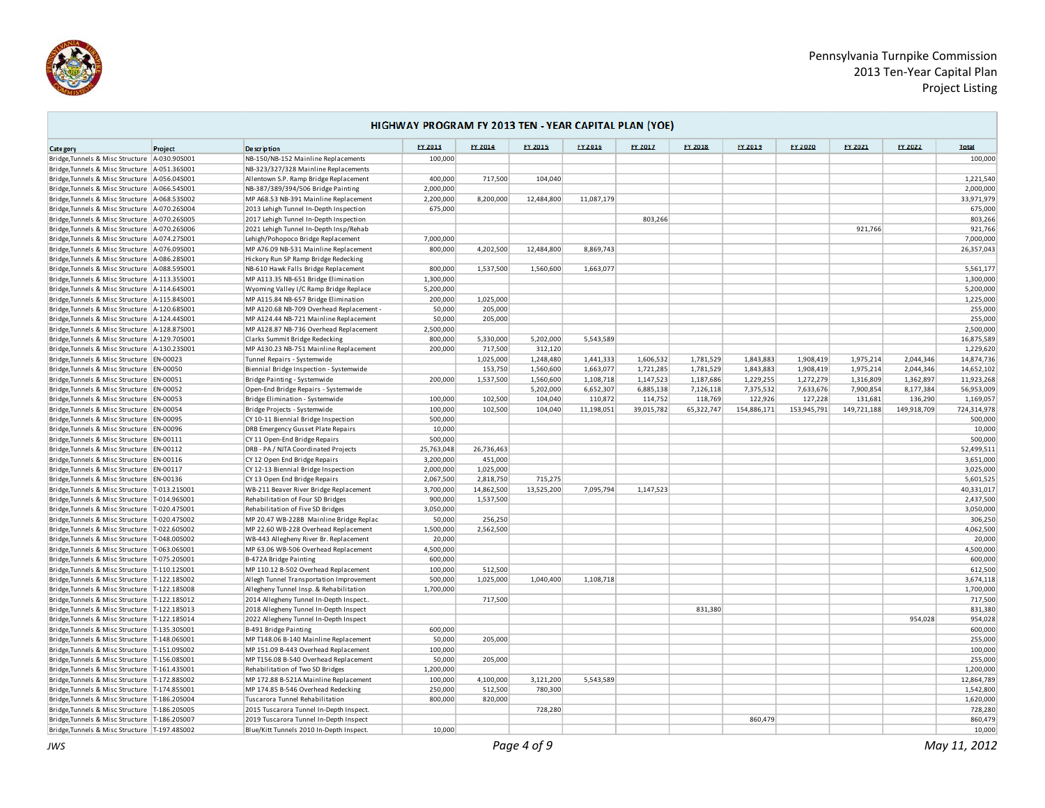Pennsylvania Turnpike Commission
2013 Ten-Year Capital Plan
Project Listing

## HIGHWAY PROGRAM FY 2013 TEN - YEAR CAPITAL PLAN (YOE)

| Category | Project | Description | FY 2013 | FY 2014 | FY 2015 | FY 2016 | FY 2017 | FY 2018 | FY 2019 | FY 2020 | FY 2021 | FY 2022 | Total |
|---|---|---|---|---|---|---|---|---|---|---|---|---|---|
| Bridge,Tunnels & Misc Structure | A-030.90S001 | NB-150/NB-152 Mainline Replacements | 100,000 | | | | | | | | | | 100,000 |
| Bridge,Tunnels & Misc Structure | A-051.36S001 | NB-323/327/328 Mainline Replacements | | | | | | | | | | | |
| Bridge,Tunnels & Misc Structure | A-056.04S001 | Allentown S.P. Ramp Bridge Replacement | 400,000 | 717,500 | 104,040 | | | | | | | | 1,221,540 |
| Bridge,Tunnels & Misc Structure | A-066.54S001 | NB-387/389/394/506 Bridge Painting | 2,000,000 | | | | | | | | | | 2,000,000 |
| Bridge,Tunnels & Misc Structure | A-068.53S002 | MP A68.53 NB-391 Mainline Replacement | 2,200,000 | 8,200,000 | 12,484,800 | 11,087,179 | | | | | | | 33,971,979 |
| Bridge,Tunnels & Misc Structure | A-070.26S004 | 2013 Lehigh Tunnel In-Depth Inspection | 675,000 | | | | | | | | | | 675,000 |
| Bridge,Tunnels & Misc Structure | A-070.26S005 | 2017 Lehigh Tunnel In-Depth Inspection | | | | | 803,266 | | | | | | 803,266 |
| Bridge,Tunnels & Misc Structure | A-070.26S006 | 2021 Lehigh Tunnel In-Depth Insp/Rehab | | | | | | | | | 921,766 | | 921,766 |
| Bridge,Tunnels & Misc Structure | A-074.27S001 | Lehigh/Pohopoco Bridge Replacement | 7,000,000 | | | | | | | | | | 7,000,000 |
| Bridge,Tunnels & Misc Structure | A-076.09S001 | MP A76.09 NB-531 Mainline Replacement | 800,000 | 4,202,500 | 12,484,800 | 8,869,743 | | | | | | | 26,357,043 |
| Bridge,Tunnels & Misc Structure | A-086.28S001 | Hickory Run SP Ramp Bridge Redecking | | | | | | | | | | | |
| Bridge,Tunnels & Misc Structure | A-088.59S001 | NB-610 Hawk Falls Bridge Replacement | 800,000 | 1,537,500 | 1,560,600 | 1,663,077 | | | | | | | 5,561,177 |
| Bridge,Tunnels & Misc Structure | A-113.35S001 | MP A113.35 NB-651 Bridge Elimination | 1,300,000 | | | | | | | | | | 1,300,000 |
| Bridge,Tunnels & Misc Structure | A-114.64S001 | Wyoming Valley I/C Ramp Bridge Replace | 5,200,000 | | | | | | | | | | 5,200,000 |
| Bridge,Tunnels & Misc Structure | A-115.84S001 | MP A115.84 NB-657 Bridge Elimination | 200,000 | 1,025,000 | | | | | | | | | 1,225,000 |
| Bridge,Tunnels & Misc Structure | A-120.68S001 | MP A120.68 NB-709 Overhead Replacement - | 50,000 | 205,000 | | | | | | | | | 255,000 |
| Bridge,Tunnels & Misc Structure | A-124.44S001 | MP A124.44 NB-721 Mainline Replacement | 50,000 | 205,000 | | | | | | | | | 255,000 |
| Bridge,Tunnels & Misc Structure | A-128.87S001 | MP A128.87 NB-736 Overhead Replacement | 2,500,000 | | | | | | | | | | 2,500,000 |
| Bridge,Tunnels & Misc Structure | A-129.70S001 | Clarks Summit Bridge Redecking | 800,000 | 5,330,000 | 5,202,000 | 5,543,589 | | | | | | | 16,875,589 |
| Bridge,Tunnels & Misc Structure | A-130.23S001 | MP A130.23 NB-751 Mainline Replacement | 200,000 | 717,500 | 312,120 | | | | | | | | 1,229,620 |
| Bridge,Tunnels & Misc Structure | EN-00023 | Tunnel Repairs - Systemwide | | 1,025,000 | 1,248,480 | 1,441,333 | 1,606,532 | 1,781,529 | 1,843,883 | 1,908,419 | 1,975,214 | 2,044,346 | 14,874,736 |
| Bridge,Tunnels & Misc Structure | EN-00050 | Biennial Bridge Inspection - Systemwide | | 153,750 | 1,560,600 | 1,663,077 | 1,721,285 | 1,781,529 | 1,843,883 | 1,908,419 | 1,975,214 | 2,044,346 | 14,652,102 |
| Bridge,Tunnels & Misc Structure | EN-00051 | Bridge Painting - Systemwide | 200,000 | 1,537,500 | 1,560,600 | 1,108,718 | 1,147,523 | 1,187,686 | 1,229,255 | 1,272,279 | 1,316,809 | 1,362,897 | 11,923,268 |
| Bridge,Tunnels & Misc Structure | EN-00052 | Open-End Bridge Repairs - Systemwide | | | 5,202,000 | 6,652,307 | 6,885,138 | 7,126,118 | 7,375,532 | 7,633,676 | 7,900,854 | 8,177,384 | 56,953,009 |
| Bridge,Tunnels & Misc Structure | EN-00053 | Bridge Elimination - Systemwide | 100,000 | 102,500 | 104,040 | 110,872 | 114,752 | 118,769 | 122,926 | 127,228 | 131,681 | 136,290 | 1,169,057 |
| Bridge,Tunnels & Misc Structure | EN-00054 | Bridge Projects - Systemwide | 100,000 | 102,500 | 104,040 | 11,198,051 | 39,015,782 | 65,322,747 | 154,886,171 | 153,945,791 | 149,721,188 | 149,918,709 | 724,314,978 |
| Bridge,Tunnels & Misc Structure | EN-00095 | CY 10-11 Biennial Bridge Inspection | 500,000 | | | | | | | | | | 500,000 |
| Bridge,Tunnels & Misc Structure | EN-00096 | DRB Emergency Gusset Plate Repairs | 10,000 | | | | | | | | | | 10,000 |
| Bridge,Tunnels & Misc Structure | EN-00111 | CY 11 Open-End Bridge Repairs | 500,000 | | | | | | | | | | 500,000 |
| Bridge,Tunnels & Misc Structure | EN-00112 | DRB - PA / NJTA Coordinated Projects | 25,763,048 | 26,736,463 | | | | | | | | | 52,499,511 |
| Bridge,Tunnels & Misc Structure | EN-00116 | CY 12 Open End Bridge Repairs | 3,200,000 | 451,000 | | | | | | | | | 3,651,000 |
| Bridge,Tunnels & Misc Structure | EN-00117 | CY 12-13 Biennial Bridge Inspection | 2,000,000 | 1,025,000 | | | | | | | | | 3,025,000 |
| Bridge,Tunnels & Misc Structure | EN-00136 | CY 13 Open End Bridge Repairs | 2,067,500 | 2,818,750 | 715,275 | | | | | | | | 5,601,525 |
| Bridge,Tunnels & Misc Structure | T-013.21S001 | WB-211 Beaver River Bridge Replacement | 3,700,000 | 14,862,500 | 13,525,200 | 7,095,794 | 1,147,523 | | | | | | 40,331,017 |
| Bridge,Tunnels & Misc Structure | T-014.96S001 | Rehabilitation of Four SD Bridges | 900,000 | 1,537,500 | | | | | | | | | 2,437,500 |
| Bridge,Tunnels & Misc Structure | T-020.47S001 | Rehabilitation of Five SD Bridges | 3,050,000 | | | | | | | | | | 3,050,000 |
| Bridge,Tunnels & Misc Structure | T-020.47S002 | MP 20.47 WB-228B Mainline Bridge Replac | 50,000 | 256,250 | | | | | | | | | 306,250 |
| Bridge,Tunnels & Misc Structure | T-022.60S002 | MP 22.60 WB-228 Overhead Replacement | 1,500,000 | 2,562,500 | | | | | | | | | 4,062,500 |
| Bridge,Tunnels & Misc Structure | T-048.00S002 | WB-443 Allegheny River Br. Replacement | 20,000 | | | | | | | | | | 20,000 |
| Bridge,Tunnels & Misc Structure | T-063.06S001 | MP 63.06 WB-506 Overhead Replacement | 4,500,000 | | | | | | | | | | 4,500,000 |
| Bridge,Tunnels & Misc Structure | T-075.20S001 | B-472A Bridge Painting | 600,000 | | | | | | | | | | 600,000 |
| Bridge,Tunnels & Misc Structure | T-110.12S001 | MP 110.12 B-502 Overhead Replacement | 100,000 | 512,500 | | | | | | | | | 612,500 |
| Bridge,Tunnels & Misc Structure | T-122.18S002 | Allegh Tunnel Transportation Improvement | 500,000 | 1,025,000 | 1,040,400 | 1,108,718 | | | | | | | 3,674,118 |
| Bridge,Tunnels & Misc Structure | T-122.18S008 | Allegheny Tunnel Insp. & Rehabilitation | 1,700,000 | | | | | | | | | | 1,700,000 |
| Bridge,Tunnels & Misc Structure | T-122.18S012 | 2014 Allegheny Tunnel In-Depth Inspect.. | | 717,500 | | | | | | | | | 717,500 |
| Bridge,Tunnels & Misc Structure | T-122.18S013 | 2018 Allegheny Tunnel In-Depth Inspect | | | | | | 831,380 | | | | | 831,380 |
| Bridge,Tunnels & Misc Structure | T-122.18S014 | 2022 Allegheny Tunnel In-Depth Inspect | | | | | | | | | | 954,028 | 954,028 |
| Bridge,Tunnels & Misc Structure | T-135.30S001 | B-491 Bridge Painting | 600,000 | | | | | | | | | | 600,000 |
| Bridge,Tunnels & Misc Structure | T-148.06S001 | MP T148.06 B-140 Mainline Replacement | 50,000 | 205,000 | | | | | | | | | 255,000 |
| Bridge,Tunnels & Misc Structure | T-151.09S002 | MP 151.09 B-443 Overhead Replacement | 100,000 | | | | | | | | | | 100,000 |
| Bridge,Tunnels & Misc Structure | T-156.08S001 | MP T156.08 B-540 Overhead Replacement | 50,000 | 205,000 | | | | | | | | | 255,000 |
| Bridge,Tunnels & Misc Structure | T-161.43S001 | Rehabilitation of Two SD Bridges | 1,200,000 | | | | | | | | | | 1,200,000 |
| Bridge,Tunnels & Misc Structure | T-172.88S002 | MP 172.88 B-521A Mainline Replacement | 100,000 | 4,100,000 | 3,121,200 | 5,543,589 | | | | | | | 12,864,789 |
| Bridge,Tunnels & Misc Structure | T-174.85S001 | MP 174.85 B-546 Overhead Redecking | 250,000 | 512,500 | 780,300 | | | | | | | | 1,542,800 |
| Bridge,Tunnels & Misc Structure | T-186.20S004 | Tuscarora Tunnel Rehabilitation | 800,000 | 820,000 | | | | | | | | | 1,620,000 |
| Bridge,Tunnels & Misc Structure | T-186.20S005 | 2015 Tuscarora Tunnel In-Depth Inspect. | | | 728,280 | | | | | | | | 728,280 |
| Bridge,Tunnels & Misc Structure | T-186.20S007 | 2019 Tuscarora Tunnel In-Depth Inspect | | | | | | | 860,479 | | | | 860,479 |
| Bridge,Tunnels & Misc Structure | T-197.48S002 | Blue/Kitt Tunnels 2010 In-Depth Inspect. | 10,000 | | | | | | | | | | 10,000 |

JWS

May 11, 2012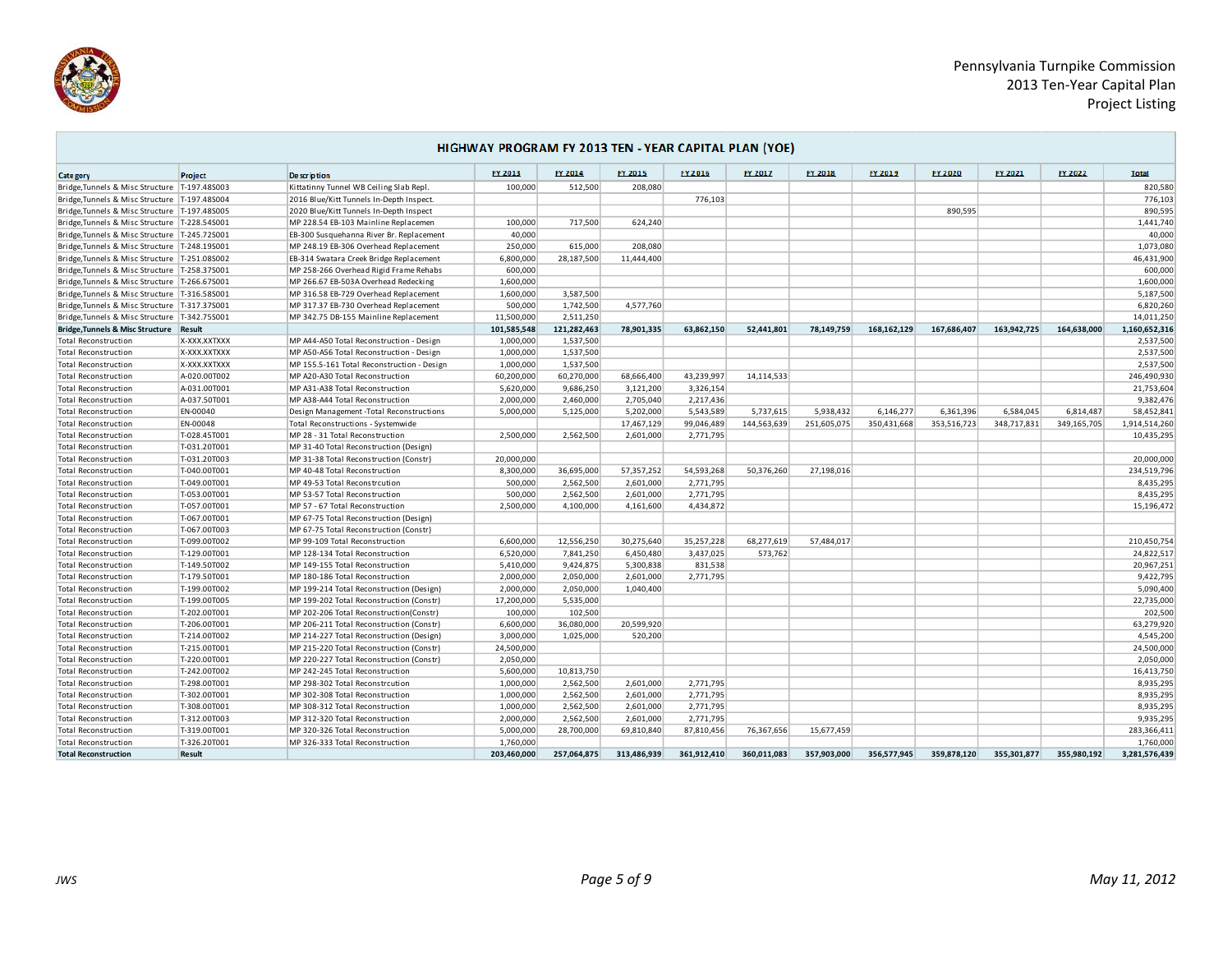Pennsylvania Turnpike Commission
2013 Ten-Year Capital Plan
Project Listing

## HIGHWAY PROGRAM FY 2013 TEN - YEAR CAPITAL PLAN (YOE)

| Category | Project | Description | FY 2013 | FY 2014 | FY 2015 | FY 2016 | FY 2017 | FY 2018 | FY 2019 | FY 2020 | FY 2021 | FY 2022 | Total |
|---|---|---|---|---|---|---|---|---|---|---|---|---|---|
| Bridge,Tunnels & Misc Structure | T-197.48S003 | Kittatinny Tunnel WB Ceiling Slab Repl. | 100,000 | 512,500 | 208,080 | | | | | | | | 820,580 |
| Bridge,Tunnels & Misc Structure | T-197.48S004 | 2016 Blue/Kitt Tunnels In-Depth Inspect. | | | | 776,103 | | | | | | | 776,103 |
| Bridge,Tunnels & Misc Structure | T-197.48S005 | 2020 Blue/Kitt Tunnels In-Depth Inspect | | | | | | | | 890,595 | | | 890,595 |
| Bridge,Tunnels & Misc Structure | T-228.54S001 | MP 228.54 EB-103 Mainline Replacemen | 100,000 | 717,500 | 624,240 | | | | | | | | 1,441,740 |
| Bridge,Tunnels & Misc Structure | T-245.72S001 | EB-300 Susquehanna River Br. Replacement | 40,000 | | | | | | | | | | 40,000 |
| Bridge,Tunnels & Misc Structure | T-248.19S001 | MP 248.19 EB-306 Overhead Replacement | 250,000 | 615,000 | 208,080 | | | | | | | | 1,073,080 |
| Bridge,Tunnels & Misc Structure | T-251.08S002 | EB-314 Swatara Creek Bridge Replacement | 6,800,000 | 28,187,500 | 11,444,400 | | | | | | | | 46,431,900 |
| Bridge,Tunnels & Misc Structure | T-258.37S001 | MP 258-266 Overhead Rigid Frame Rehabs | 600,000 | | | | | | | | | | 600,000 |
| Bridge,Tunnels & Misc Structure | T-266.67S001 | MP 266.67 EB-503A Overhead Redecking | 1,600,000 | | | | | | | | | | 1,600,000 |
| Bridge,Tunnels & Misc Structure | T-316.58S001 | MP 316.58 EB-729 Overhead Replacement | 1,600,000 | 3,587,500 | | | | | | | | | 5,187,500 |
| Bridge,Tunnels & Misc Structure | T-317.37S001 | MP 317.37 EB-730 Overhead Replacement | 500,000 | 1,742,500 | 4,577,760 | | | | | | | | 6,820,260 |
| Bridge,Tunnels & Misc Structure | T-342.75S001 | MP 342.75 DB-155 Mainline Replacement | 11,500,000 | 2,511,250 | | | | | | | | | 14,011,250 |
| **Bridge,Tunnels & Misc Structure** | **Result** | | **101,585,548** | **121,282,463** | **78,901,335** | **63,862,150** | **52,441,801** | **78,149,759** | **168,162,129** | **167,686,407** | **163,942,725** | **164,638,000** | **1,160,652,316** |
| Total Reconstruction | X-XXX.XXTXXX | MP A44-A50 Total Reconstruction - Design | 1,000,000 | 1,537,500 | | | | | | | | | 2,537,500 |
| Total Reconstruction | X-XXX.XXTXXX | MP A50-A56 Total Reconstruction - Design | 1,000,000 | 1,537,500 | | | | | | | | | 2,537,500 |
| Total Reconstruction | X-XXX.XXTXXX | MP 155.5-161 Total Reconstruction - Design | 1,000,000 | 1,537,500 | | | | | | | | | 2,537,500 |
| Total Reconstruction | A-020.00T002 | MP A20-A30 Total Reconstruction | 60,200,000 | 60,270,000 | 68,666,400 | 43,239,997 | 14,114,533 | | | | | | 246,490,930 |
| Total Reconstruction | A-031.00T001 | MP A31-A38 Total Reconstruction | 5,620,000 | 9,686,250 | 3,121,200 | 3,326,154 | | | | | | | 21,753,604 |
| Total Reconstruction | A-037.50T001 | MP A38-A44 Total Reconstruction | 2,000,000 | 2,460,000 | 2,705,040 | 2,217,436 | | | | | | | 9,382,476 |
| Total Reconstruction | EN-00040 | Design Management -Total Reconstructions | 5,000,000 | 5,125,000 | 5,202,000 | 5,543,589 | 5,737,615 | 5,938,432 | 6,146,277 | 6,361,396 | 6,584,045 | 6,814,487 | 58,452,841 |
| Total Reconstruction | EN-00048 | Total Reconstructions - Systemwide | | | 17,467,129 | 99,046,489 | 144,563,639 | 251,605,075 | 350,431,668 | 353,516,723 | 348,717,831 | 349,165,705 | 1,914,514,260 |
| Total Reconstruction | T-028.45T001 | MP 28 - 31 Total Reconstruction | 2,500,000 | 2,562,500 | 2,601,000 | 2,771,795 | | | | | | | 10,435,295 |
| Total Reconstruction | T-031.20T001 | MP 31-40 Total Reconstruction (Design) | | | | | | | | | | | |
| Total Reconstruction | T-031.20T003 | MP 31-38 Total Reconstruction (Constr) | 20,000,000 | | | | | | | | | | 20,000,000 |
| Total Reconstruction | T-040.00T001 | MP 40-48 Total Reconstruction | 8,300,000 | 36,695,000 | 57,357,252 | 54,593,268 | 50,376,260 | 27,198,016 | | | | | 234,519,796 |
| Total Reconstruction | T-049.00T001 | MP 49-53 Total Reconstrcution | 500,000 | 2,562,500 | 2,601,000 | 2,771,795 | | | | | | | 8,435,295 |
| Total Reconstruction | T-053.00T001 | MP 53-57 Total Reconstruction | 500,000 | 2,562,500 | 2,601,000 | 2,771,795 | | | | | | | 8,435,295 |
| Total Reconstruction | T-057.00T001 | MP 57 - 67 Total Reconstruction | 2,500,000 | 4,100,000 | 4,161,600 | 4,434,872 | | | | | | | 15,196,472 |
| Total Reconstruction | T-067.00T001 | MP 67-75 Total Reconstruction (Design) | | | | | | | | | | | |
| Total Reconstruction | T-067.00T003 | MP 67-75 Total Reconstruction (Constr) | | | | | | | | | | | |
| Total Reconstruction | T-099.00T002 | MP 99-109 Total Reconstruction | 6,600,000 | 12,556,250 | 30,275,640 | 35,257,228 | 68,277,619 | 57,484,017 | | | | | 210,450,754 |
| Total Reconstruction | T-129.00T001 | MP 128-134 Total Reconstruction | 6,520,000 | 7,841,250 | 6,450,480 | 3,437,025 | 573,762 | | | | | | 24,822,517 |
| Total Reconstruction | T-149.50T002 | MP 149-155 Total Reconstruction | 5,410,000 | 9,424,875 | 5,300,838 | 831,538 | | | | | | | 20,967,251 |
| Total Reconstruction | T-179.50T001 | MP 180-186 Total Reconstruction | 2,000,000 | 2,050,000 | 2,601,000 | 2,771,795 | | | | | | | 9,422,795 |
| Total Reconstruction | T-199.00T002 | MP 199-214 Total Reconstruction (Design) | 2,000,000 | 2,050,000 | 1,040,400 | | | | | | | | 5,090,400 |
| Total Reconstruction | T-199.00T005 | MP 199-202 Total Reconstruction (Constr) | 17,200,000 | 5,535,000 | | | | | | | | | 22,735,000 |
| Total Reconstruction | T-202.00T001 | MP 202-206 Total Reconstruction(Constr) | 100,000 | 102,500 | | | | | | | | | 202,500 |
| Total Reconstruction | T-206.00T001 | MP 206-211 Total Reconstruction (Constr) | 6,600,000 | 36,080,000 | 20,599,920 | | | | | | | | 63,279,920 |
| Total Reconstruction | T-214.00T002 | MP 214-227 Total Reconstruction (Design) | 3,000,000 | 1,025,000 | 520,200 | | | | | | | | 4,545,200 |
| Total Reconstruction | T-215.00T001 | MP 215-220 Total Reconstruction (Constr) | 24,500,000 | | | | | | | | | | 24,500,000 |
| Total Reconstruction | T-220.00T001 | MP 220-227 Total Reconstruction (Constr) | 2,050,000 | | | | | | | | | | 2,050,000 |
| Total Reconstruction | T-242.00T002 | MP 242-245 Total Reconstruction | 5,600,000 | 10,813,750 | | | | | | | | | 16,413,750 |
| Total Reconstruction | T-298.00T001 | MP 298-302 Total Reconstrcution | 1,000,000 | 2,562,500 | 2,601,000 | 2,771,795 | | | | | | | 8,935,295 |
| Total Reconstruction | T-302.00T001 | MP 302-308 Total Reconstruction | 1,000,000 | 2,562,500 | 2,601,000 | 2,771,795 | | | | | | | 8,935,295 |
| Total Reconstruction | T-308.00T001 | MP 308-312 Total Reconstruction | 1,000,000 | 2,562,500 | 2,601,000 | 2,771,795 | | | | | | | 8,935,295 |
| Total Reconstruction | T-312.00T003 | MP 312-320 Total Reconstruction | 2,000,000 | 2,562,500 | 2,601,000 | 2,771,795 | | | | | | | 9,935,295 |
| Total Reconstruction | T-319.00T001 | MP 320-326 Total Reconstruction | 5,000,000 | 28,700,000 | 69,810,840 | 87,810,456 | 76,367,656 | 15,677,459 | | | | | 283,366,411 |
| Total Reconstruction | T-326.20T001 | MP 326-333 Total Reconstruction | 1,760,000 | | | | | | | | | | 1,760,000 |
| **Total Reconstruction** | **Result** | | **203,460,000** | **257,064,875** | **313,486,939** | **361,912,410** | **360,011,083** | **357,903,000** | **356,577,945** | **359,878,120** | **355,301,877** | **355,980,192** | **3,281,576,439** |

*JWS* &nbsp;&nbsp;&nbsp; *May 11, 2012*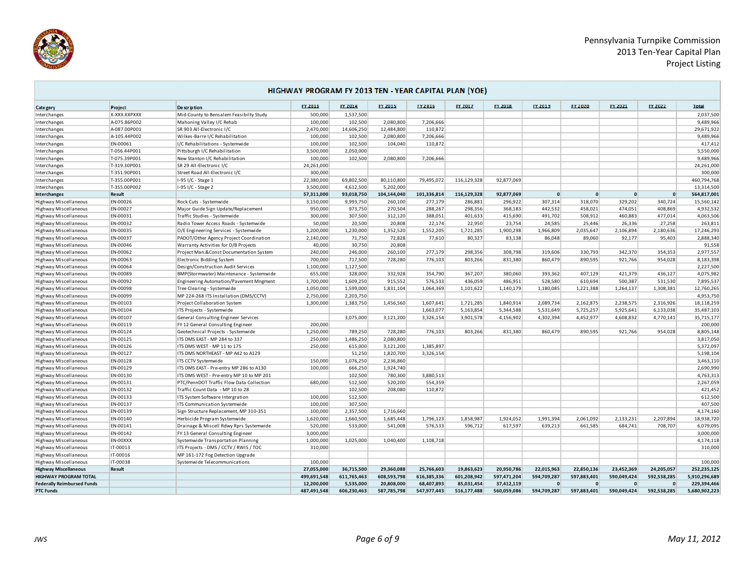Pennsylvania Turnpike Commission
2013 Ten-Year Capital Plan
Project Listing

## HIGHWAY PROGRAM FY 2013 TEN - YEAR CAPITAL PLAN (YOE)

| Category | Project | Description | FY 2013 | FY 2014 | FY 2015 | FY 2016 | FY 2017 | FY 2018 | FY 2019 | FY 2020 | FY 2021 | FY 2022 | Total |
|---|---|---|---|---|---|---|---|---|---|---|---|---|---|
| Interchanges | X-XXX.XXPXXX | Mid-County to Bensalem Feasibilty Study | 500,000 | 1,537,500 | | | | | | | | | 2,037,500 |
| Interchanges | A-075.86P002 | Mahoning Valley I/C Rehab | 100,000 | 102,500 | 2,080,800 | 7,206,666 | | | | | | | 9,489,966 |
| Interchanges | A-087.00P001 | SR 903 All-Electronic I/C | 2,470,000 | 14,606,250 | 12,484,800 | 110,872 | | | | | | | 29,671,922 |
| Interchanges | A-105.44P002 | Wilkes-Barre I/C Rehabilitation | 100,000 | 102,500 | 2,080,800 | 7,206,666 | | | | | | | 9,489,966 |
| Interchanges | EN-00061 | I/C Rehabilitations - Systemwide | 100,000 | 102,500 | 104,040 | 110,872 | | | | | | | 417,412 |
| Interchanges | T-056.44P001 | Pittsburgh I/C Rehabilitation | 3,500,000 | 2,050,000 | | | | | | | | | 5,550,000 |
| Interchanges | T-075.39P001 | New Stanton I/C Rehabilitation | 100,000 | 102,500 | 2,080,800 | 7,206,666 | | | | | | | 9,489,966 |
| Interchanges | T-319.30P001 | SR 29 All-Electronic I/C | 24,261,000 | | | | | | | | | | 24,261,000 |
| Interchanges | T-351.90P001 | Street Road All-Electronic I/C | 300,000 | | | | | | | | | | 300,000 |
| Interchanges | T-355.00P001 | I-95 I/C - Stage 1 | 22,380,000 | 69,802,500 | 80,110,800 | 79,495,072 | 116,129,328 | 92,877,069 | | | | | 460,794,768 |
| Interchanges | T-355.00P002 | I-95 I/C - Stage 2 | 3,500,000 | 4,612,500 | 5,202,000 | | | | | | | | 13,314,500 |
| **Interchanges** | **Result** | | **57,311,000** | **93,018,750** | **104,144,040** | **101,336,814** | **116,129,328** | **92,877,069** | **0** | **0** | **0** | **0** | **564,817,001** |
| Highway Miscellaneous | EN-00026 | Rock Cuts - Systemwide | 3,150,000 | 9,993,750 | 260,100 | 277,179 | 286,881 | 296,922 | 307,314 | 318,070 | 329,202 | 340,724 | 15,560,142 |
| Highway Miscellaneous | EN-00027 | Major Guide Sign Update/Replacement | 950,000 | 973,750 | 270,504 | 288,267 | 298,356 | 368,183 | 442,532 | 458,021 | 474,051 | 408,869 | 4,932,532 |
| Highway Miscellaneous | EN-00031 | Traffic Studies - Systemwide | 300,000 | 307,500 | 312,120 | 388,051 | 401,633 | 415,690 | 491,702 | 508,912 | 460,883 | 477,014 | 4,063,506 |
| Highway Miscellaneous | EN-00032 | Radio Tower Access Roads - Systemwide | 50,000 | 20,500 | 20,808 | 22,174 | 22,950 | 23,754 | 24,585 | 25,446 | 26,336 | 27,258 | 263,811 |
| Highway Miscellaneous | EN-00035 | O/E Engineering Services - Systemwide | 1,200,000 | 1,230,000 | 1,352,520 | 1,552,205 | 1,721,285 | 1,900,298 | 1,966,809 | 2,035,647 | 2,106,894 | 2,180,636 | 17,246,293 |
| Highway Miscellaneous | EN-00037 | PADOT/Other Agency Project Coordination | 2,140,000 | 71,750 | 72,828 | 77,610 | 80,327 | 83,138 | 86,048 | 89,060 | 92,177 | 95,403 | 2,888,340 |
| Highway Miscellaneous | EN-00046 | Warranty Activities for D/B Projects | 40,000 | 30,750 | 20,808 | | | | | | | | 91,558 |
| Highway Miscellaneous | EN-00062 | Project Man.&Const Documentation System | 240,000 | 246,000 | 260,100 | 277,179 | 298,356 | 308,798 | 319,606 | 330,793 | 342,370 | 354,353 | 2,977,557 |
| Highway Miscellaneous | EN-00063 | Electronic Bidding System | 700,000 | 717,500 | 728,280 | 776,103 | 803,266 | 831,380 | 860,479 | 890,595 | 921,766 | 954,028 | 8,183,398 |
| Highway Miscellaneous | EN-00064 | Design/Construction Audit Services | 1,100,000 | 1,127,500 | | | | | | | | | 2,227,500 |
| Highway Miscellaneous | EN-00089 | BMP(Stormwater) Maintenance - Systemwide | 655,000 | 328,000 | 332,928 | 354,790 | 367,207 | 380,060 | 393,362 | 407,129 | 421,379 | 436,127 | 4,075,982 |
| Highway Miscellaneous | EN-00092 | Engineering Automation/Pavement Mngment | 1,700,000 | 1,609,250 | 915,552 | 576,533 | 436,059 | 486,951 | 528,580 | 610,694 | 500,387 | 531,530 | 7,895,537 |
| Highway Miscellaneous | EN-00098 | Tree Clearing - Systemwide | 1,050,000 | 1,599,000 | 1,831,104 | 1,064,369 | 1,101,622 | 1,140,179 | 1,180,085 | 1,221,388 | 1,264,137 | 1,308,381 | 12,760,265 |
| Highway Miscellaneous | EN-00099 | MP 224-268 ITS Installation (DMS/CCTV) | 2,750,000 | 2,203,750 | | | | | | | | | 4,953,750 |
| Highway Miscellaneous | EN-00103 | Project Collaboration System | 1,300,000 | 1,383,750 | 1,456,560 | 1,607,641 | 1,721,285 | 1,840,914 | 2,089,734 | 2,162,875 | 2,238,575 | 2,316,926 | 18,118,259 |
| Highway Miscellaneous | EN-00104 | ITS Projects - Systemwide | | | | 1,663,077 | 5,163,854 | 5,344,588 | 5,531,649 | 5,725,257 | 5,925,641 | 6,133,038 | 35,487,103 |
| Highway Miscellaneous | EN-00107 | General Consulting Engineer Services | | 3,075,000 | 3,121,200 | 3,326,154 | 3,901,578 | 4,156,902 | 4,302,394 | 4,452,977 | 4,608,832 | 4,770,141 | 35,715,177 |
| Highway Miscellaneous | EN-00119 | FY 12 General Consulting Engineer | 200,000 | | | | | | | | | | 200,000 |
| Highway Miscellaneous | EN-00124 | Geotechnical Projects - Systemwide | 1,250,000 | 789,250 | 728,280 | 776,103 | 803,266 | 831,380 | 860,479 | 890,595 | 921,766 | 954,028 | 8,805,148 |
| Highway Miscellaneous | EN-00125 | ITS DMS EAST - MP 284 to 337 | 250,000 | 1,486,250 | 2,080,800 | | | | | | | | 3,817,050 |
| Highway Miscellaneous | EN-00126 | ITS DMS WEST - MP 11 to 175 | 250,000 | 615,000 | 3,121,200 | 1,385,897 | | | | | | | 5,372,097 |
| Highway Miscellaneous | EN-00127 | ITS DMS NORTHEAST - MP A42 to A129 | | 51,250 | 1,820,700 | 3,326,154 | | | | | | | 5,198,104 |
| Highway Miscellaneous | EN-00128 | ITS CCTV Systemwide | 150,000 | 1,076,250 | 2,236,860 | | | | | | | | 3,463,110 |
| Highway Miscellaneous | EN-00129 | ITS DMS EAST - Pre-entry MP 286 to A130 | 100,000 | 666,250 | 1,924,740 | | | | | | | | 2,690,990 |
| Highway Miscellaneous | EN-00130 | ITS DMS WEST - Pre-entry MP 10 to MP 201 | | 102,500 | 780,300 | 3,880,513 | | | | | | | 4,763,313 |
| Highway Miscellaneous | EN-00131 | PTC/PennDOT Traffic Flow Data Collection | 680,000 | 512,500 | 520,200 | 554,359 | | | | | | | 2,267,059 |
| Highway Miscellaneous | EN-00132 | Traffic Count Data - MP 10 to 28 | | 102,500 | 208,080 | 110,872 | | | | | | | 421,452 |
| Highway Miscellaneous | EN-00133 | ITS System Software Intergration | 100,000 | 512,500 | | | | | | | | | 612,500 |
| Highway Miscellaneous | EN-00137 | ITS Communication Systemwide | 100,000 | 307,500 | | | | | | | | | 407,500 |
| Highway Miscellaneous | EN-00139 | Sign Structure Replacement, MP 310-351 | 100,000 | 2,357,500 | 1,716,660 | | | | | | | | 4,174,160 |
| Highway Miscellaneous | EN-00140 | Herbicide Program Systemwide | 1,620,000 | 1,660,500 | 1,685,448 | 1,796,123 | 1,858,987 | 1,924,052 | 1,991,394 | 2,061,092 | 2,133,231 | 2,207,894 | 18,938,720 |
| Highway Miscellaneous | EN-00141 | Drainage & Miscell Rdwy Rprs Systemwide | 520,000 | 533,000 | 541,008 | 576,533 | 596,712 | 617,597 | 639,213 | 661,585 | 684,741 | 708,707 | 6,079,095 |
| Highway Miscellaneous | EN-00142 | FY 13 General Consulting Engineer | 3,000,000 | | | | | | | | | | 3,000,000 |
| Highway Miscellaneous | EN-00XXX | Systemwide Transportation Planning | 1,000,000 | 1,025,000 | 1,040,400 | 1,108,718 | | | | | | | 4,174,118 |
| Highway Miscellaneous | IT-00013 | ITS Projects - DMS / CCTV / RWIS / TOC | 310,000 | | | | | | | | | | 310,000 |
| Highway Miscellaneous | IT-00016 | MP 161-172 Fog Detection Upgrade | | | | | | | | | | | |
| Highway Miscellaneous | IT-00038 | Systemwide Telecommunications | 100,000 | | | | | | | | | | 100,000 |
| **Highway Miscellaneous** | **Result** | | **27,055,000** | **36,715,500** | **29,360,088** | **25,766,603** | **19,863,623** | **20,950,786** | **22,015,963** | **22,850,136** | **23,452,369** | **24,205,057** | **252,235,125** |
| **HIGHWAY PROGRAM TOTAL** | | | **499,691,548** | **611,765,463** | **608,593,798** | **616,385,336** | **601,208,942** | **597,471,204** | **594,709,287** | **597,883,401** | **590,049,424** | **592,538,285** | **5,910,296,689** |
| **Federally Reimbursed Funds** | | | **12,200,000** | **5,535,000** | **20,808,000** | **68,407,893** | **85,031,454** | **37,412,119** | **0** | **0** | **0** | **0** | **229,394,466** |
| **PTC Funds** | | | **487,491,548** | **606,230,463** | **587,785,798** | **547,977,443** | **516,177,488** | **560,059,086** | **594,709,287** | **597,883,401** | **590,049,424** | **592,538,285** | **5,680,902,223** |

*JWS* | *May 11, 2012*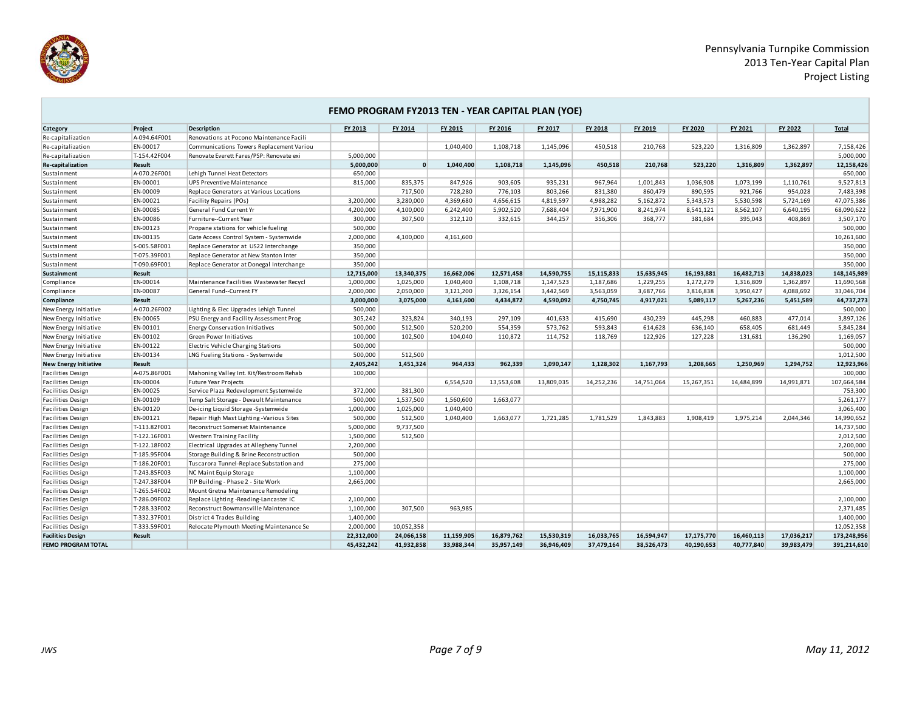Pennsylvania Turnpike Commission
2013 Ten-Year Capital Plan
Project Listing

## FEMO PROGRAM FY2013 TEN - YEAR CAPITAL PLAN (YOE)

| Category | Project | Description | FY 2013 | FY 2014 | FY 2015 | FY 2016 | FY 2017 | FY 2018 | FY 2019 | FY 2020 | FY 2021 | FY 2022 | Total |
|---|---|---|---|---|---|---|---|---|---|---|---|---|---|
| Re-capitalization | A-094.64F001 | Renovations at Pocono Maintenance Facili | | | | | | | | | | | |
| Re-capitalization | EN-00017 | Communications Towers Replacement Variou | | | 1,040,400 | 1,108,718 | 1,145,096 | 450,518 | 210,768 | 523,220 | 1,316,809 | 1,362,897 | 7,158,426 |
| Re-capitalization | T-154.42F004 | Renovate Everett Fares/PSP: Renovate exi | 5,000,000 | | | | | | | | | | 5,000,000 |
| **Re-capitalization** | **Result** | | **5,000,000** | **0** | **1,040,400** | **1,108,718** | **1,145,096** | **450,518** | **210,768** | **523,220** | **1,316,809** | **1,362,897** | **12,158,426** |
| Sustainment | A-070.26F001 | Lehigh Tunnel Heat Detectors | 650,000 | | | | | | | | | | 650,000 |
| Sustainment | EN-00001 | UPS Preventive Maintenance | 815,000 | 835,375 | 847,926 | 903,605 | 935,231 | 967,964 | 1,001,843 | 1,036,908 | 1,073,199 | 1,110,761 | 9,527,813 |
| Sustainment | EN-00009 | Replace Generators at Various Locations | | 717,500 | 728,280 | 776,103 | 803,266 | 831,380 | 860,479 | 890,595 | 921,766 | 954,028 | 7,483,398 |
| Sustainment | EN-00021 | Facility Repairs (POs) | 3,200,000 | 3,280,000 | 4,369,680 | 4,656,615 | 4,819,597 | 4,988,282 | 5,162,872 | 5,343,573 | 5,530,598 | 5,724,169 | 47,075,386 |
| Sustainment | EN-00085 | General Fund Current Yr | 4,200,000 | 4,100,000 | 6,242,400 | 5,902,520 | 7,688,404 | 7,971,900 | 8,241,974 | 8,541,121 | 8,562,107 | 6,640,195 | 68,090,622 |
| Sustainment | EN-00086 | Furniture--Current Year | 300,000 | 307,500 | 312,120 | 332,615 | 344,257 | 356,306 | 368,777 | 381,684 | 395,043 | 408,869 | 3,507,170 |
| Sustainment | EN-00123 | Propane stations for vehicle fueling | 500,000 | | | | | | | | | | 500,000 |
| Sustainment | EN-00135 | Gate Access Control System - Systemwide | 2,000,000 | 4,100,000 | 4,161,600 | | | | | | | | 10,261,600 |
| Sustainment | S-005.58F001 | Replace Generator at US22 Interchange | 350,000 | | | | | | | | | | 350,000 |
| Sustainment | T-075.39F001 | Replace Generator at New Stanton Inter | 350,000 | | | | | | | | | | 350,000 |
| Sustainment | T-090.69F001 | Replace Generator at Donegal Interchange | 350,000 | | | | | | | | | | 350,000 |
| **Sustainment** | **Result** | | **12,715,000** | **13,340,375** | **16,662,006** | **12,571,458** | **14,590,755** | **15,115,833** | **15,635,945** | **16,193,881** | **16,482,713** | **14,838,023** | **148,145,989** |
| Compliance | EN-00014 | Maintenance Facilities Wastewater Recycl | 1,000,000 | 1,025,000 | 1,040,400 | 1,108,718 | 1,147,523 | 1,187,686 | 1,229,255 | 1,272,279 | 1,316,809 | 1,362,897 | 11,690,568 |
| Compliance | EN-00087 | General Fund--Current FY | 2,000,000 | 2,050,000 | 3,121,200 | 3,326,154 | 3,442,569 | 3,563,059 | 3,687,766 | 3,816,838 | 3,950,427 | 4,088,692 | 33,046,704 |
| **Compliance** | **Result** | | **3,000,000** | **3,075,000** | **4,161,600** | **4,434,872** | **4,590,092** | **4,750,745** | **4,917,021** | **5,089,117** | **5,267,236** | **5,451,589** | **44,737,273** |
| New Energy Initiative | A-070.26F002 | Lighting & Elec Upgrades Lehigh Tunnel | 500,000 | | | | | | | | | | 500,000 |
| New Energy Initiative | EN-00065 | PSU Energy and Facility Assessment Prog | 305,242 | 323,824 | 340,193 | 297,109 | 401,633 | 415,690 | 430,239 | 445,298 | 460,883 | 477,014 | 3,897,126 |
| New Energy Initiative | EN-00101 | Energy Conservation Initiatives | 500,000 | 512,500 | 520,200 | 554,359 | 573,762 | 593,843 | 614,628 | 636,140 | 658,405 | 681,449 | 5,845,284 |
| New Energy Initiative | EN-00102 | Green Power Initiatives | 100,000 | 102,500 | 104,040 | 110,872 | 114,752 | 118,769 | 122,926 | 127,228 | 131,681 | 136,290 | 1,169,057 |
| New Energy Initiative | EN-00122 | Electric Vehicle Charging Stations | 500,000 | | | | | | | | | | 500,000 |
| New Energy Initiative | EN-00134 | LNG Fueling Stations - Systemwide | 500,000 | 512,500 | | | | | | | | | 1,012,500 |
| **New Energy Initiative** | **Result** | | **2,405,242** | **1,451,324** | **964,433** | **962,339** | **1,090,147** | **1,128,302** | **1,167,793** | **1,208,665** | **1,250,969** | **1,294,752** | **12,923,966** |
| Facilities Design | A-075.86F001 | Mahoning Valley Int. Kit/Restroom Rehab | 100,000 | | | | | | | | | | 100,000 |
| Facilities Design | EN-00004 | Future Year Projects | | | 6,554,520 | 13,553,608 | 13,809,035 | 14,252,236 | 14,751,064 | 15,267,351 | 14,484,899 | 14,991,871 | 107,664,584 |
| Facilities Design | EN-00025 | Service Plaza Redevelopment Systemwide | 372,000 | 381,300 | | | | | | | | | 753,300 |
| Facilities Design | EN-00109 | Temp Salt Storage - Devault Maintenance | 500,000 | 1,537,500 | 1,560,600 | 1,663,077 | | | | | | | 5,261,177 |
| Facilities Design | EN-00120 | De-icing Liquid Storage -Systemwide | 1,000,000 | 1,025,000 | 1,040,400 | | | | | | | | 3,065,400 |
| Facilities Design | EN-00121 | Repair High Mast Lighting -Various Sites | 500,000 | 512,500 | 1,040,400 | 1,663,077 | 1,721,285 | 1,781,529 | 1,843,883 | 1,908,419 | 1,975,214 | 2,044,346 | 14,990,652 |
| Facilities Design | T-113.82F001 | Reconstruct Somerset Maintenance | 5,000,000 | 9,737,500 | | | | | | | | | 14,737,500 |
| Facilities Design | T-122.16F001 | Western Training Facility | 1,500,000 | 512,500 | | | | | | | | | 2,012,500 |
| Facilities Design | T-122.18F002 | Electrical Upgrades at Allegheny Tunnel | 2,200,000 | | | | | | | | | | 2,200,000 |
| Facilities Design | T-185.95F004 | Storage Building & Brine Reconstruction | 500,000 | | | | | | | | | | 500,000 |
| Facilities Design | T-186.20F001 | Tuscarora Tunnel-Replace Substation and | 275,000 | | | | | | | | | | 275,000 |
| Facilities Design | T-243.85F003 | NC Maint Equip Storage | 1,100,000 | | | | | | | | | | 1,100,000 |
| Facilities Design | T-247.38F004 | TIP Building - Phase 2 - Site Work | 2,665,000 | | | | | | | | | | 2,665,000 |
| Facilities Design | T-265.54F002 | Mount Gretna Maintenance Remodeling | | | | | | | | | | | |
| Facilities Design | T-286.09F002 | Replace Lighting -Reading-Lancaster IC | 2,100,000 | | | | | | | | | | 2,100,000 |
| Facilities Design | T-288.33F002 | Reconstruct Bowmansville Maintenance | 1,100,000 | 307,500 | 963,985 | | | | | | | | 2,371,485 |
| Facilities Design | T-332.37F001 | District 4 Trades Building | 1,400,000 | | | | | | | | | | 1,400,000 |
| Facilities Design | T-333.59F001 | Relocate Plymouth Meeting Maintenance Se | 2,000,000 | 10,052,358 | | | | | | | | | 12,052,358 |
| **Facilities Design** | **Result** | | **22,312,000** | **24,066,158** | **11,159,905** | **16,879,762** | **15,530,319** | **16,033,765** | **16,594,947** | **17,175,770** | **16,460,113** | **17,036,217** | **173,248,956** |
| **FEMO PROGRAM TOTAL** | | | **45,432,242** | **41,932,858** | **33,988,344** | **35,957,149** | **36,946,409** | **37,479,164** | **38,526,473** | **40,190,653** | **40,777,840** | **39,983,479** | **391,214,610** |

*JWS* *May 11, 2012*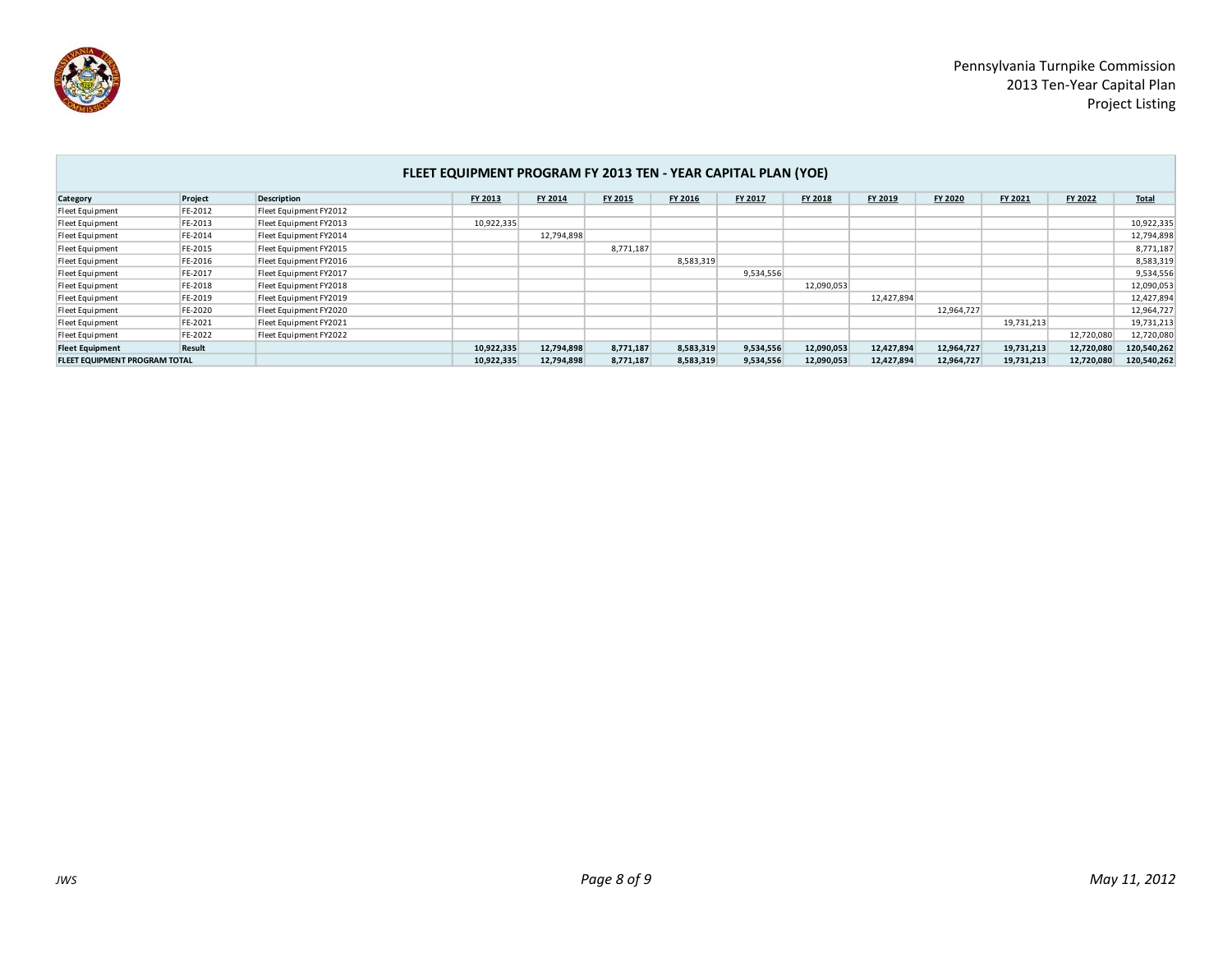Pennsylvania Turnpike Commission
2013 Ten-Year Capital Plan
Project Listing

| FLEET EQUIPMENT PROGRAM FY 2013 TEN - YEAR CAPITAL PLAN (YOE) | | | | | | | | | | | | | |
|---|---|---|---|---|---|---|---|---|---|---|---|---|---|
| **Category** | **Project** | **Description** | **FY 2013** | **FY 2014** | **FY 2015** | **FY 2016** | **FY 2017** | **FY 2018** | **FY 2019** | **FY 2020** | **FY 2021** | **FY 2022** | **Total** |
| Fleet Equipment | FE-2012 | Fleet Equipment FY2012 | | | | | | | | | | | |
| Fleet Equipment | FE-2013 | Fleet Equipment FY2013 | 10,922,335 | | | | | | | | | | 10,922,335 |
| Fleet Equipment | FE-2014 | Fleet Equipment FY2014 | | 12,794,898 | | | | | | | | | 12,794,898 |
| Fleet Equipment | FE-2015 | Fleet Equipment FY2015 | | | 8,771,187 | | | | | | | | 8,771,187 |
| Fleet Equipment | FE-2016 | Fleet Equipment FY2016 | | | | 8,583,319 | | | | | | | 8,583,319 |
| Fleet Equipment | FE-2017 | Fleet Equipment FY2017 | | | | | 9,534,556 | | | | | | 9,534,556 |
| Fleet Equipment | FE-2018 | Fleet Equipment FY2018 | | | | | | 12,090,053 | | | | | 12,090,053 |
| Fleet Equipment | FE-2019 | Fleet Equipment FY2019 | | | | | | | 12,427,894 | | | | 12,427,894 |
| Fleet Equipment | FE-2020 | Fleet Equipment FY2020 | | | | | | | | 12,964,727 | | | 12,964,727 |
| Fleet Equipment | FE-2021 | Fleet Equipment FY2021 | | | | | | | | | 19,731,213 | | 19,731,213 |
| Fleet Equipment | FE-2022 | Fleet Equipment FY2022 | | | | | | | | | | 12,720,080 | 12,720,080 |
| **Fleet Equipment** | **Result** | | **10,922,335** | **12,794,898** | **8,771,187** | **8,583,319** | **9,534,556** | **12,090,053** | **12,427,894** | **12,964,727** | **19,731,213** | **12,720,080** | **120,540,262** |
| **FLEET EQUIPMENT PROGRAM TOTAL** | | | **10,922,335** | **12,794,898** | **8,771,187** | **8,583,319** | **9,534,556** | **12,090,053** | **12,427,894** | **12,964,727** | **19,731,213** | **12,720,080** | **120,540,262** |

*JWS* *May 11, 2012*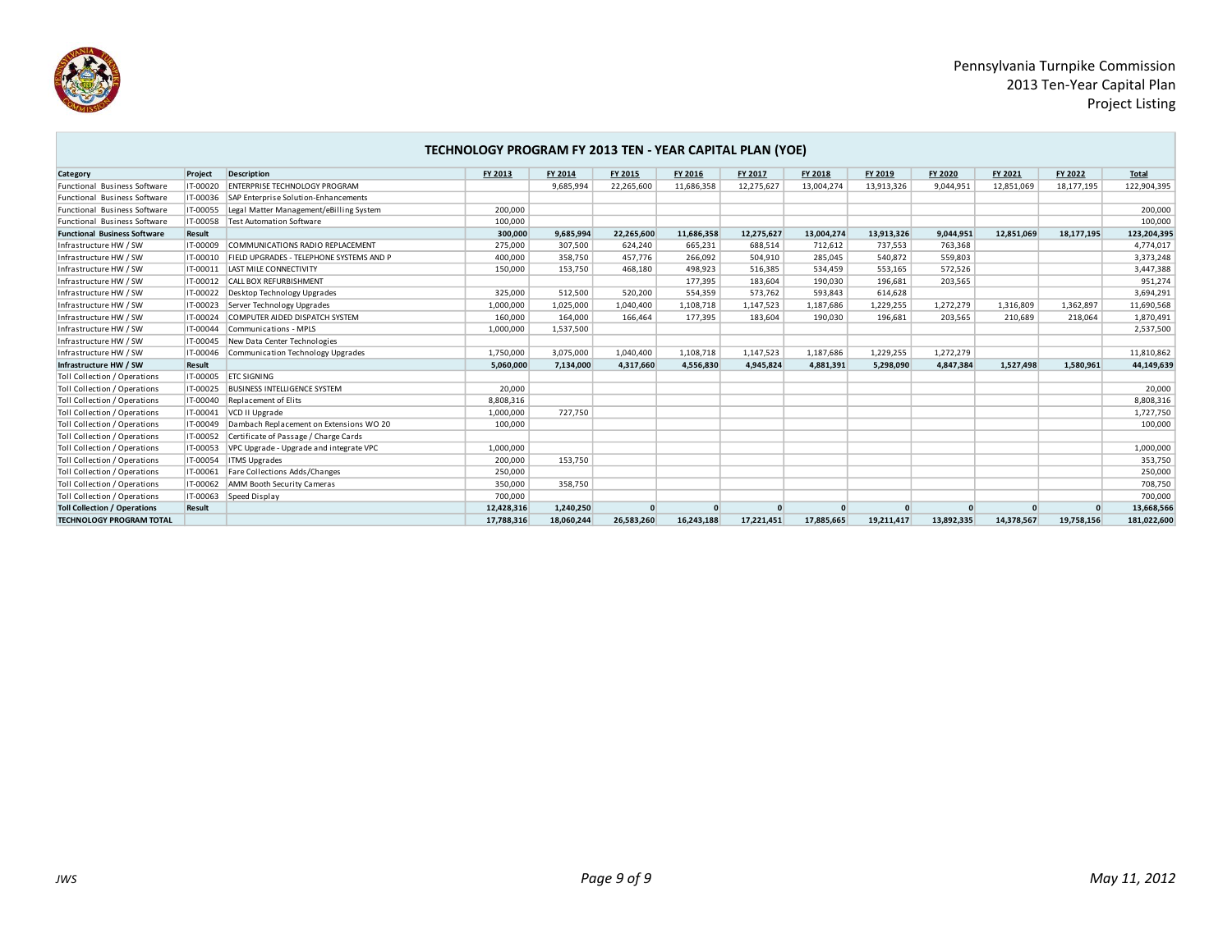Pennsylvania Turnpike Commission
2013 Ten-Year Capital Plan
Project Listing

## TECHNOLOGY PROGRAM FY 2013 TEN - YEAR CAPITAL PLAN (YOE)

| Category | Project | Description | FY 2013 | FY 2014 | FY 2015 | FY 2016 | FY 2017 | FY 2018 | FY 2019 | FY 2020 | FY 2021 | FY 2022 | Total |
|---|---|---|---|---|---|---|---|---|---|---|---|---|---|
| Functional Business Software | IT-00020 | ENTERPRISE TECHNOLOGY PROGRAM | | 9,685,994 | 22,265,600 | 11,686,358 | 12,275,627 | 13,004,274 | 13,913,326 | 9,044,951 | 12,851,069 | 18,177,195 | 122,904,395 |
| Functional Business Software | IT-00036 | SAP Enterprise Solution-Enhancements | | | | | | | | | | | |
| Functional Business Software | IT-00055 | Legal Matter Management/eBilling System | 200,000 | | | | | | | | | | 200,000 |
| Functional Business Software | IT-00058 | Test Automation Software | 100,000 | | | | | | | | | | 100,000 |
| **Functional Business Software** | **Result** | | **300,000** | **9,685,994** | **22,265,600** | **11,686,358** | **12,275,627** | **13,004,274** | **13,913,326** | **9,044,951** | **12,851,069** | **18,177,195** | **123,204,395** |
| Infrastructure HW / SW | IT-00009 | COMMUNICATIONS RADIO REPLACEMENT | 275,000 | 307,500 | 624,240 | 665,231 | 688,514 | 712,612 | 737,553 | 763,368 | | | 4,774,017 |
| Infrastructure HW / SW | IT-00010 | FIELD UPGRADES - TELEPHONE SYSTEMS AND P | 400,000 | 358,750 | 457,776 | 266,092 | 504,910 | 285,045 | 540,872 | 559,803 | | | 3,373,248 |
| Infrastructure HW / SW | IT-00011 | LAST MILE CONNECTIVITY | 150,000 | 153,750 | 468,180 | 498,923 | 516,385 | 534,459 | 553,165 | 572,526 | | | 3,447,388 |
| Infrastructure HW / SW | IT-00012 | CALL BOX REFURBISHMENT | | | | 177,395 | 183,604 | 190,030 | 196,681 | 203,565 | | | 951,274 |
| Infrastructure HW / SW | IT-00022 | Desktop Technology Upgrades | 325,000 | 512,500 | 520,200 | 554,359 | 573,762 | 593,843 | 614,628 | | | | 3,694,291 |
| Infrastructure HW / SW | IT-00023 | Server Technology Upgrades | 1,000,000 | 1,025,000 | 1,040,400 | 1,108,718 | 1,147,523 | 1,187,686 | 1,229,255 | 1,272,279 | 1,316,809 | 1,362,897 | 11,690,568 |
| Infrastructure HW / SW | IT-00024 | COMPUTER AIDED DISPATCH SYSTEM | 160,000 | 164,000 | 166,464 | 177,395 | 183,604 | 190,030 | 196,681 | 203,565 | 210,689 | 218,064 | 1,870,491 |
| Infrastructure HW / SW | IT-00044 | Communications - MPLS | 1,000,000 | 1,537,500 | | | | | | | | | 2,537,500 |
| Infrastructure HW / SW | IT-00045 | New Data Center Technologies | | | | | | | | | | | |
| Infrastructure HW / SW | IT-00046 | Communication Technology Upgrades | 1,750,000 | 3,075,000 | 1,040,400 | 1,108,718 | 1,147,523 | 1,187,686 | 1,229,255 | 1,272,279 | | | 11,810,862 |
| **Infrastructure HW / SW** | **Result** | | **5,060,000** | **7,134,000** | **4,317,660** | **4,556,830** | **4,945,824** | **4,881,391** | **5,298,090** | **4,847,384** | **1,527,498** | **1,580,961** | **44,149,639** |
| Toll Collection / Operations | IT-00005 | ETC SIGNING | | | | | | | | | | | |
| Toll Collection / Operations | IT-00025 | BUSINESS INTELLIGENCE SYSTEM | 20,000 | | | | | | | | | | 20,000 |
| Toll Collection / Operations | IT-00040 | Replacement of Elits | 8,808,316 | | | | | | | | | | 8,808,316 |
| Toll Collection / Operations | IT-00041 | VCD II Upgrade | 1,000,000 | 727,750 | | | | | | | | | 1,727,750 |
| Toll Collection / Operations | IT-00049 | Dambach Replacement on Extensions WO 20 | 100,000 | | | | | | | | | | 100,000 |
| Toll Collection / Operations | IT-00052 | Certificate of Passage / Charge Cards | | | | | | | | | | | |
| Toll Collection / Operations | IT-00053 | VPC Upgrade - Upgrade and integrate VPC | 1,000,000 | | | | | | | | | | 1,000,000 |
| Toll Collection / Operations | IT-00054 | ITMS Upgrades | 200,000 | 153,750 | | | | | | | | | 353,750 |
| Toll Collection / Operations | IT-00061 | Fare Collections Adds/Changes | 250,000 | | | | | | | | | | 250,000 |
| Toll Collection / Operations | IT-00062 | AMM Booth Security Cameras | 350,000 | 358,750 | | | | | | | | | 708,750 |
| Toll Collection / Operations | IT-00063 | Speed Display | 700,000 | | | | | | | | | | 700,000 |
| **Toll Collection / Operations** | **Result** | | **12,428,316** | **1,240,250** | **0** | **0** | **0** | **0** | **0** | **0** | **0** | **0** | **13,668,566** |
| **TECHNOLOGY PROGRAM TOTAL** | | | **17,788,316** | **18,060,244** | **26,583,260** | **16,243,188** | **17,221,451** | **17,885,665** | **19,211,417** | **13,892,335** | **14,378,567** | **19,758,156** | **181,022,600** |

*JWS*

*May 11, 2012*